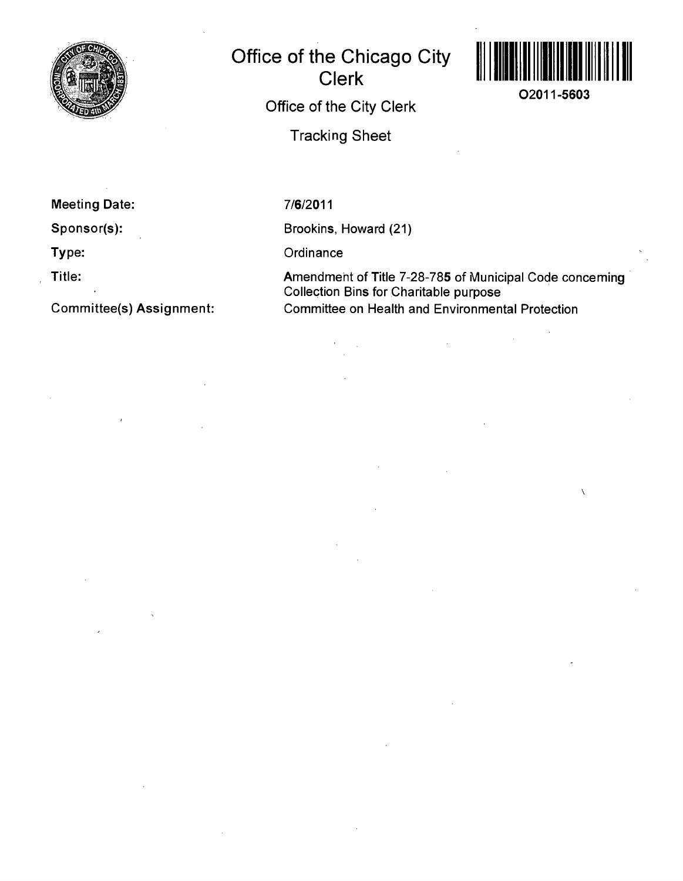# Office of the Chicago City Clerk

O2011-5603

Office of the City Clerk

Tracking Sheet

**Meeting Date:** 7/6/2011

**Sponsor(s):** Brookins, Howard (21)

**Type:** Ordinance

**Title:** Amendment of Title 7-28-785 of Municipal Code concerning Collection Bins for Charitable purpose

**Committee(s) Assignment:** Committee on Health and Environmental Protection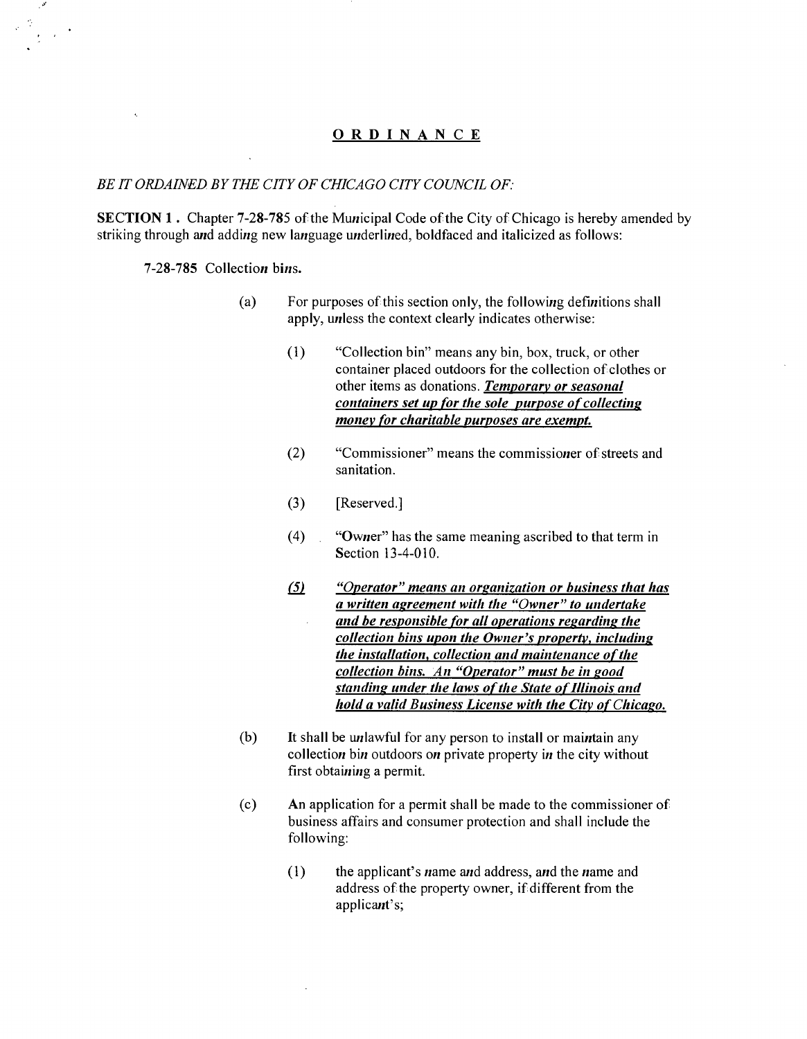## ORDINANCE

*BE IT ORDAINED BY THE CITY OF CHICAGO CITY COUNCIL OF:*

**SECTION 1.** Chapter 7-28-785 of the Municipal Code of the City of Chicago is hereby amended by striking through and adding new language underlined, boldfaced and italicized as follows:

**7-28-785** Collection bins.

(a) For purposes of this section only, the following definitions shall apply, unless the context clearly indicates otherwise:

(1) "Collection bin" means any bin, box, truck, or other container placed outdoors for the collection of clothes or other items as donations. ***<u>Temporary or seasonal containers set up for the sole purpose of collecting money for charitable purposes are exempt.</u>***

(2) "Commissioner" means the commissioner of streets and sanitation.

(3) [Reserved.]

(4) "Owner" has the same meaning ascribed to that term in Section 13-4-010.

***<u>(5) "Operator" means an organization or business that has a written agreement with the "Owner" to undertake and be responsible for all operations regarding the collection bins upon the Owner's property, including the installation, collection and maintenance of the collection bins. An "Operator" must be in good standing under the laws of the State of Illinois and hold a valid Business License with the City of Chicago.</u>***

(b) It shall be unlawful for any person to install or maintain any collection bin outdoors on private property in the city without first obtaining a permit.

(c) An application for a permit shall be made to the commissioner of business affairs and consumer protection and shall include the following:

(1) the applicant's name and address, and the name and address of the property owner, if different from the applicant's;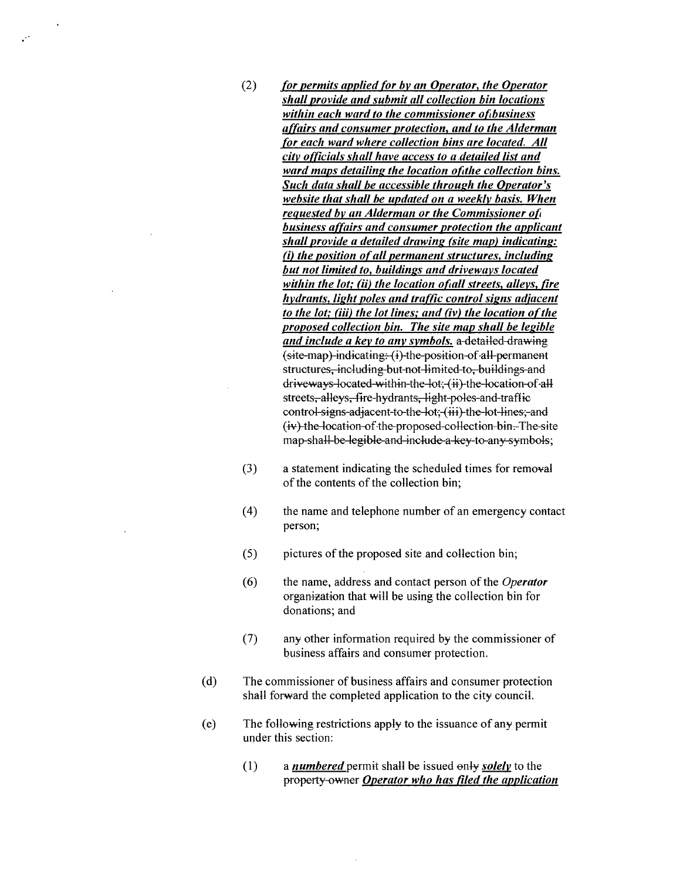(2) ***<u>for permits applied for by an Operator, the Operator shall provide and submit all collection bin locations within each ward to the commissioner of business affairs and consumer protection, and to the Alderman for each ward where collection bins are located. All city officials shall have access to a detailed list and ward maps detailing the location of the collection bins. Such data shall be accessible through the Operator's website that shall be updated on a weekly basis. When requested by an Alderman or the Commissioner of business affairs and consumer protection the applicant shall provide a detailed drawing (site map) indicating: (i) the position of all permanent structures, including but not limited to, buildings and driveways located within the lot; (ii) the location of all streets, alleys, fire hydrants, light poles and traffic control signs adjacent to the lot; (iii) the lot lines; and (iv) the location of the proposed collection bin. The site map shall be legible and include a key to any symbols.</u>*** ~~a detailed drawing (site map) indicating: (i) the position of all permanent structures, including but not limited to, buildings and driveways located within the lot; (ii) the location of all streets, alleys, fire hydrants, light poles and traffic control signs adjacent to the lot; (iii) the lot lines; and (iv) the location of the proposed collection bin. The site map shall be legible and include a key to any symbols;~~

(3) a statement indicating the scheduled times for removal of the contents of the collection bin;

(4) the name and telephone number of an emergency contact person;

(5) pictures of the proposed site and collection bin;

(6) the name, address and contact person of the ***Operator*** organization that will be using the collection bin for donations; and

(7) any other information required by the commissioner of business affairs and consumer protection.

(d) The commissioner of business affairs and consumer protection shall forward the completed application to the city council.

(e) The following restrictions apply to the issuance of any permit under this section:

(1) a ***<u>numbered</u>*** permit shall be issued ~~only~~ ***<u>solely</u>*** to the ~~property owner~~ ***<u>Operator who has filed the application</u>***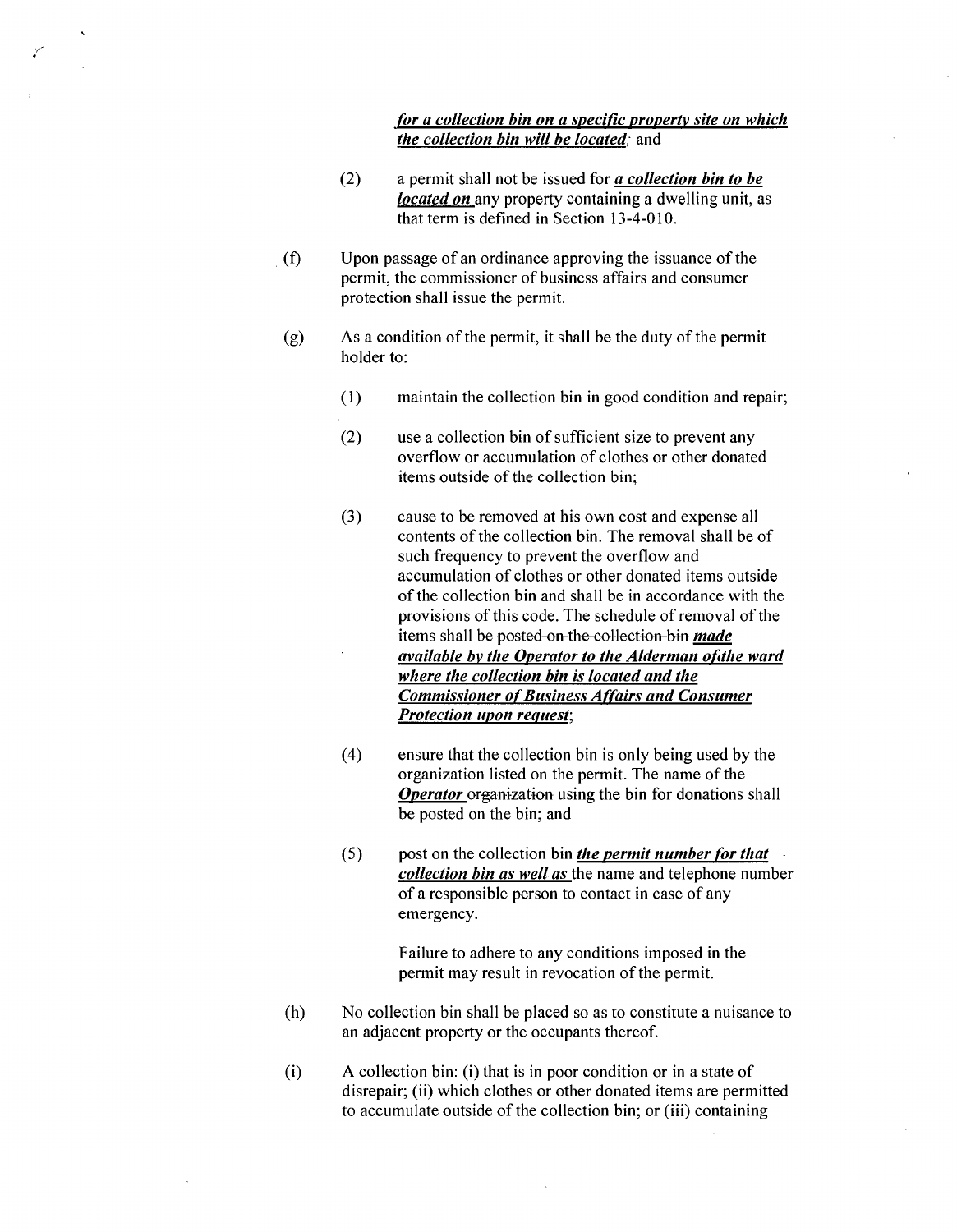***for a collection bin on a specific property site on which the collection bin will be located***; and

(2) a permit shall not be issued for ***a collection bin to be located on*** any property containing a dwelling unit, as that term is defined in Section 13-4-010.

(f) Upon passage of an ordinance approving the issuance of the permit, the commissioner of business affairs and consumer protection shall issue the permit.

(g) As a condition of the permit, it shall be the duty of the permit holder to:

(1) maintain the collection bin in good condition and repair;

(2) use a collection bin of sufficient size to prevent any overflow or accumulation of clothes or other donated items outside of the collection bin;

(3) cause to be removed at his own cost and expense all contents of the collection bin. The removal shall be of such frequency to prevent the overflow and accumulation of clothes or other donated items outside of the collection bin and shall be in accordance with the provisions of this code. The schedule of removal of the items shall be ~~posted on the collection bin~~ ***made available by the Operator to the Alderman of the ward where the collection bin is located and the Commissioner of Business Affairs and Consumer Protection upon request***;

(4) ensure that the collection bin is only being used by the organization listed on the permit. The name of the ***Operator*** ~~organization~~ using the bin for donations shall be posted on the bin; and

(5) post on the collection bin ***the permit number for that collection bin as well as*** the name and telephone number of a responsible person to contact in case of any emergency.

Failure to adhere to any conditions imposed in the permit may result in revocation of the permit.

(h) No collection bin shall be placed so as to constitute a nuisance to an adjacent property or the occupants thereof.

(i) A collection bin: (i) that is in poor condition or in a state of disrepair; (ii) which clothes or other donated items are permitted to accumulate outside of the collection bin; or (iii) containing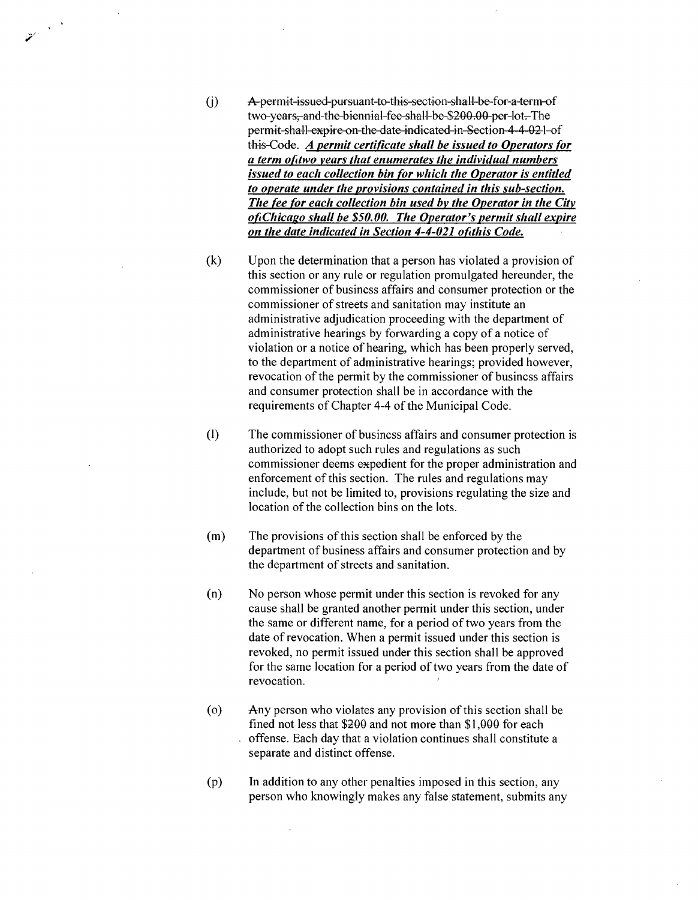(j) ~~A permit issued pursuant to this section shall be for a term of two years, and the biennial fee shall be $200.00 per lot. The permit shall expire on the date indicated in Section 4-4-021 of this~~ Code. ***A permit certificate shall be issued to Operators for a term of two years that enumerates the individual numbers issued to each collection bin for which the Operator is entitled to operate under the provisions contained in this sub-section. The fee for each collection bin used by the Operator in the City of Chicago shall be $50.00. The Operator's permit shall expire on the date indicated in Section 4-4-021 of this Code.***

(k) Upon the determination that a person has violated a provision of this section or any rule or regulation promulgated hereunder, the commissioner of business affairs and consumer protection or the commissioner of streets and sanitation may institute an administrative adjudication proceeding with the department of administrative hearings by forwarding a copy of a notice of violation or a notice of hearing, which has been properly served, to the department of administrative hearings; provided however, revocation of the permit by the commissioner of business affairs and consumer protection shall be in accordance with the requirements of Chapter 4-4 of the Municipal Code.

(l) The commissioner of business affairs and consumer protection is authorized to adopt such rules and regulations as such commissioner deems expedient for the proper administration and enforcement of this section. The rules and regulations may include, but not be limited to, provisions regulating the size and location of the collection bins on the lots.

(m) The provisions of this section shall be enforced by the department of business affairs and consumer protection and by the department of streets and sanitation.

(n) No person whose permit under this section is revoked for any cause shall be granted another permit under this section, under the same or different name, for a period of two years from the date of revocation. When a permit issued under this section is revoked, no permit issued under this section shall be approved for the same location for a period of two years from the date of revocation.

(o) Any person who violates any provision of this section shall be fined not less that $200 and not more than $1,000 for each offense. Each day that a violation continues shall constitute a separate and distinct offense.

(p) In addition to any other penalties imposed in this section, any person who knowingly makes any false statement, submits any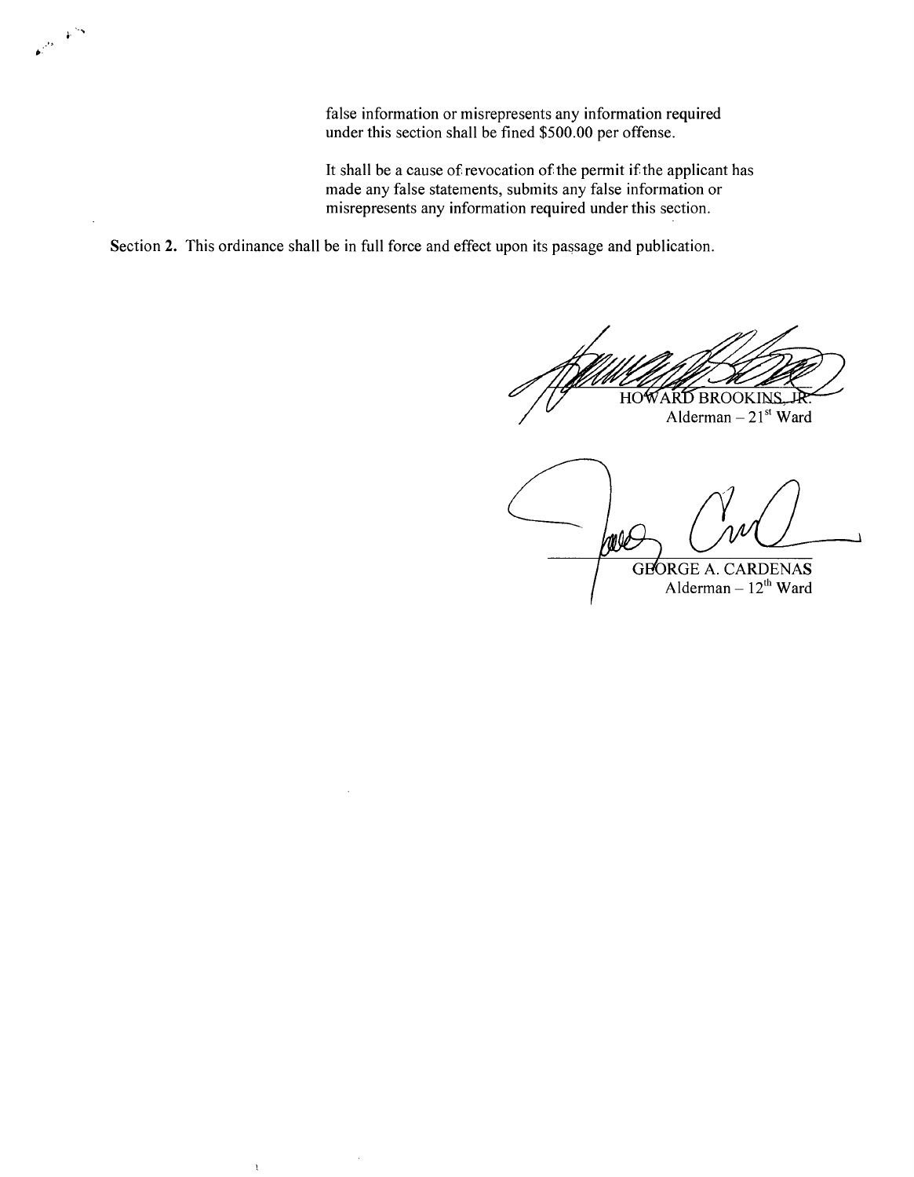false information or misrepresents any information required under this section shall be fined $500.00 per offense.

It shall be a cause of revocation of the permit if the applicant has made any false statements, submits any false information or misrepresents any information required under this section.

Section 2. This ordinance shall be in full force and effect upon its passage and publication.

HOWARD BROOKINS, JR.
Alderman – 21st Ward

GEORGE A. CARDENAS
Alderman – 12th Ward